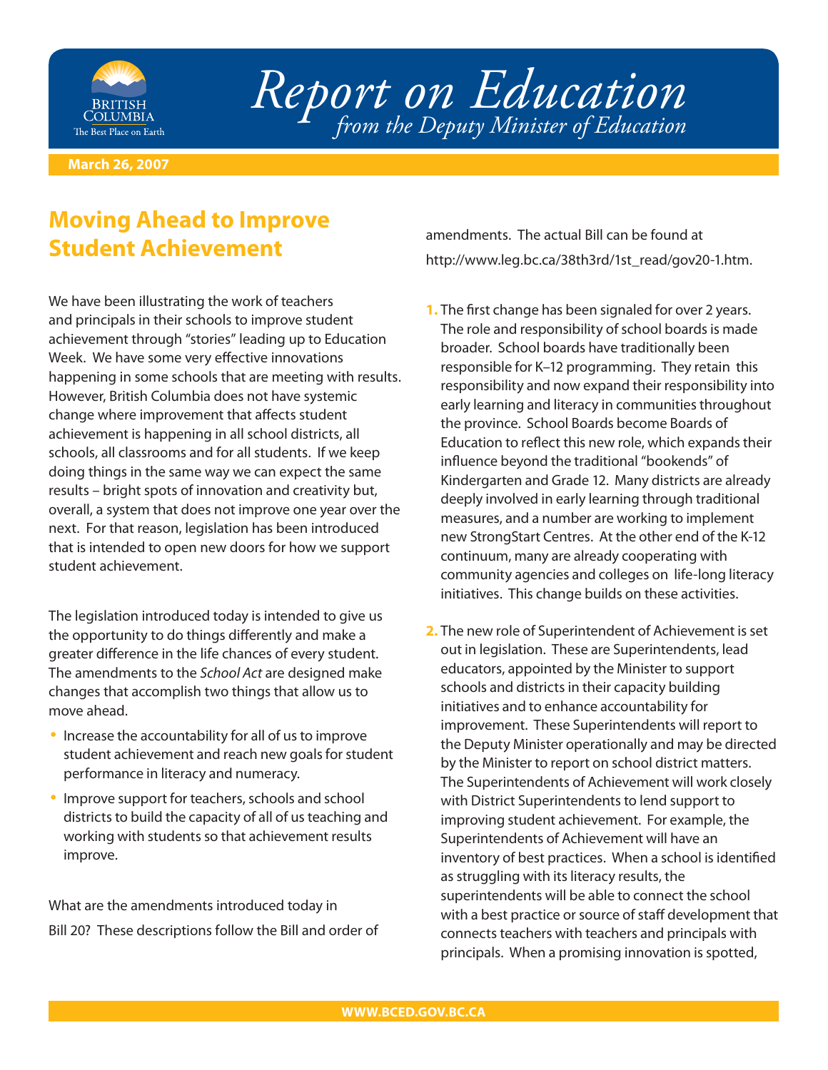# Report on Education

*from the Deputy Minister of Education*

March 26, 2007

## Moving Ahead to Improve Student Achievement

We have been illustrating the work of teachers and principals in their schools to improve student achievement through "stories" leading up to Education Week. We have some very effective innovations happening in some schools that are meeting with results. However, British Columbia does not have systemic change where improvement that affects student achievement is happening in all school districts, all schools, all classrooms and for all students. If we keep doing things in the same way we can expect the same results – bright spots of innovation and creativity but, overall, a system that does not improve one year over the next. For that reason, legislation has been introduced that is intended to open new doors for how we support student achievement.

The legislation introduced today is intended to give us the opportunity to do things differently and make a greater difference in the life chances of every student. The amendments to the *School Act* are designed make changes that accomplish two things that allow us to move ahead.

- Increase the accountability for all of us to improve student achievement and reach new goals for student performance in literacy and numeracy.
- Improve support for teachers, schools and school districts to build the capacity of all of us teaching and working with students so that achievement results improve.

What are the amendments introduced today in Bill 20? These descriptions follow the Bill and order of amendments. The actual Bill can be found at http://www.leg.bc.ca/38th3rd/1st_read/gov20-1.htm.

1. The first change has been signaled for over 2 years. The role and responsibility of school boards is made broader. School boards have traditionally been responsible for K–12 programming. They retain this responsibility and now expand their responsibility into early learning and literacy in communities throughout the province. School Boards become Boards of Education to reflect this new role, which expands their influence beyond the traditional "bookends" of Kindergarten and Grade 12. Many districts are already deeply involved in early learning through traditional measures, and a number are working to implement new StrongStart Centres. At the other end of the K-12 continuum, many are already cooperating with community agencies and colleges on life-long literacy initiatives. This change builds on these activities.

2. The new role of Superintendent of Achievement is set out in legislation. These are Superintendents, lead educators, appointed by the Minister to support schools and districts in their capacity building initiatives and to enhance accountability for improvement. These Superintendents will report to the Deputy Minister operationally and may be directed by the Minister to report on school district matters. The Superintendents of Achievement will work closely with District Superintendents to lend support to improving student achievement. For example, the Superintendents of Achievement will have an inventory of best practices. When a school is identified as struggling with its literacy results, the superintendents will be able to connect the school with a best practice or source of staff development that connects teachers with teachers and principals with principals. When a promising innovation is spotted,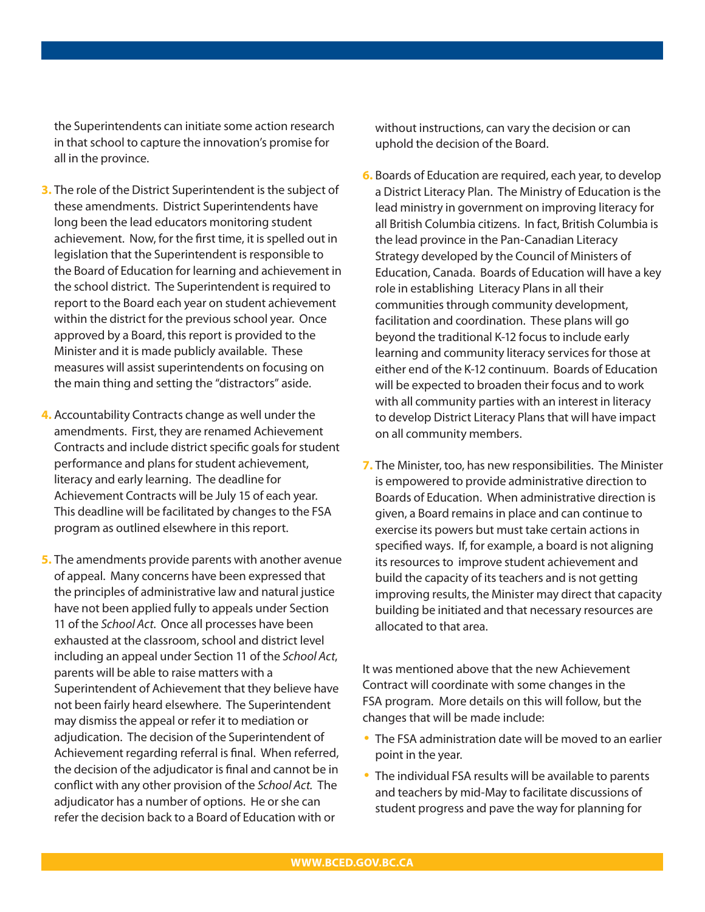the Superintendents can initiate some action research in that school to capture the innovation's promise for all in the province.

3. The role of the District Superintendent is the subject of these amendments. District Superintendents have long been the lead educators monitoring student achievement. Now, for the first time, it is spelled out in legislation that the Superintendent is responsible to the Board of Education for learning and achievement in the school district. The Superintendent is required to report to the Board each year on student achievement within the district for the previous school year. Once approved by a Board, this report is provided to the Minister and it is made publicly available. These measures will assist superintendents on focusing on the main thing and setting the "distractors" aside.

4. Accountability Contracts change as well under the amendments. First, they are renamed Achievement Contracts and include district specific goals for student performance and plans for student achievement, literacy and early learning. The deadline for Achievement Contracts will be July 15 of each year. This deadline will be facilitated by changes to the FSA program as outlined elsewhere in this report.

5. The amendments provide parents with another avenue of appeal. Many concerns have been expressed that the principles of administrative law and natural justice have not been applied fully to appeals under Section 11 of the *School Act*. Once all processes have been exhausted at the classroom, school and district level including an appeal under Section 11 of the *School Act*, parents will be able to raise matters with a Superintendent of Achievement that they believe have not been fairly heard elsewhere. The Superintendent may dismiss the appeal or refer it to mediation or adjudication. The decision of the Superintendent of Achievement regarding referral is final. When referred, the decision of the adjudicator is final and cannot be in conflict with any other provision of the *School Act*. The adjudicator has a number of options. He or she can refer the decision back to a Board of Education with or without instructions, can vary the decision or can uphold the decision of the Board.

6. Boards of Education are required, each year, to develop a District Literacy Plan. The Ministry of Education is the lead ministry in government on improving literacy for all British Columbia citizens. In fact, British Columbia is the lead province in the Pan-Canadian Literacy Strategy developed by the Council of Ministers of Education, Canada. Boards of Education will have a key role in establishing Literacy Plans in all their communities through community development, facilitation and coordination. These plans will go beyond the traditional K-12 focus to include early learning and community literacy services for those at either end of the K-12 continuum. Boards of Education will be expected to broaden their focus and to work with all community parties with an interest in literacy to develop District Literacy Plans that will have impact on all community members.

7. The Minister, too, has new responsibilities. The Minister is empowered to provide administrative direction to Boards of Education. When administrative direction is given, a Board remains in place and can continue to exercise its powers but must take certain actions in specified ways. If, for example, a board is not aligning its resources to improve student achievement and build the capacity of its teachers and is not getting improving results, the Minister may direct that capacity building be initiated and that necessary resources are allocated to that area.

It was mentioned above that the new Achievement Contract will coordinate with some changes in the FSA program. More details on this will follow, but the changes that will be made include:

- The FSA administration date will be moved to an earlier point in the year.
- The individual FSA results will be available to parents and teachers by mid-May to facilitate discussions of student progress and pave the way for planning for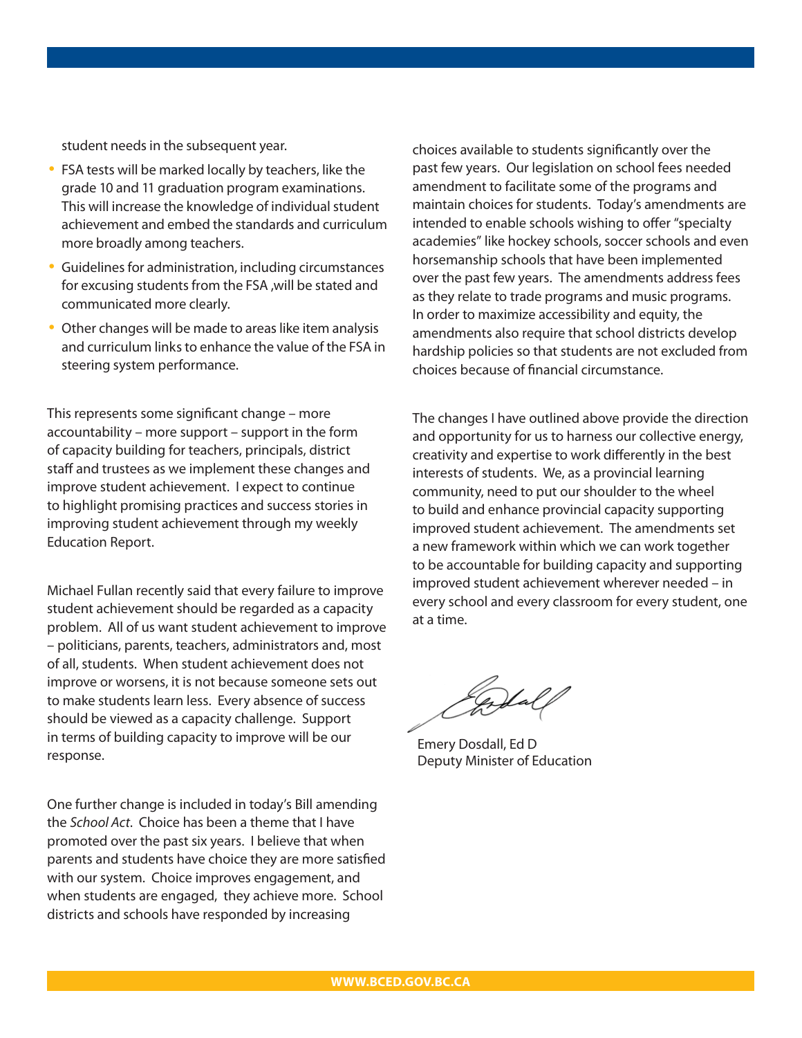student needs in the subsequent year.

- FSA tests will be marked locally by teachers, like the grade 10 and 11 graduation program examinations. This will increase the knowledge of individual student achievement and embed the standards and curriculum more broadly among teachers.
- Guidelines for administration, including circumstances for excusing students from the FSA ,will be stated and communicated more clearly.
- Other changes will be made to areas like item analysis and curriculum links to enhance the value of the FSA in steering system performance.

This represents some significant change – more accountability – more support – support in the form of capacity building for teachers, principals, district staff and trustees as we implement these changes and improve student achievement. I expect to continue to highlight promising practices and success stories in improving student achievement through my weekly Education Report.

Michael Fullan recently said that every failure to improve student achievement should be regarded as a capacity problem. All of us want student achievement to improve – politicians, parents, teachers, administrators and, most of all, students. When student achievement does not improve or worsens, it is not because someone sets out to make students learn less. Every absence of success should be viewed as a capacity challenge. Support in terms of building capacity to improve will be our response.

One further change is included in today's Bill amending the *School Act*. Choice has been a theme that I have promoted over the past six years. I believe that when parents and students have choice they are more satisfied with our system. Choice improves engagement, and when students are engaged, they achieve more. School districts and schools have responded by increasing choices available to students significantly over the past few years. Our legislation on school fees needed amendment to facilitate some of the programs and maintain choices for students. Today's amendments are intended to enable schools wishing to offer "specialty academies" like hockey schools, soccer schools and even horsemanship schools that have been implemented over the past few years. The amendments address fees as they relate to trade programs and music programs. In order to maximize accessibility and equity, the amendments also require that school districts develop hardship policies so that students are not excluded from choices because of financial circumstance.

The changes I have outlined above provide the direction and opportunity for us to harness our collective energy, creativity and expertise to work differently in the best interests of students. We, as a provincial learning community, need to put our shoulder to the wheel to build and enhance provincial capacity supporting improved student achievement. The amendments set a new framework within which we can work together to be accountable for building capacity and supporting improved student achievement wherever needed – in every school and every classroom for every student, one at a time.

Emery Dosdall, Ed D
Deputy Minister of Education